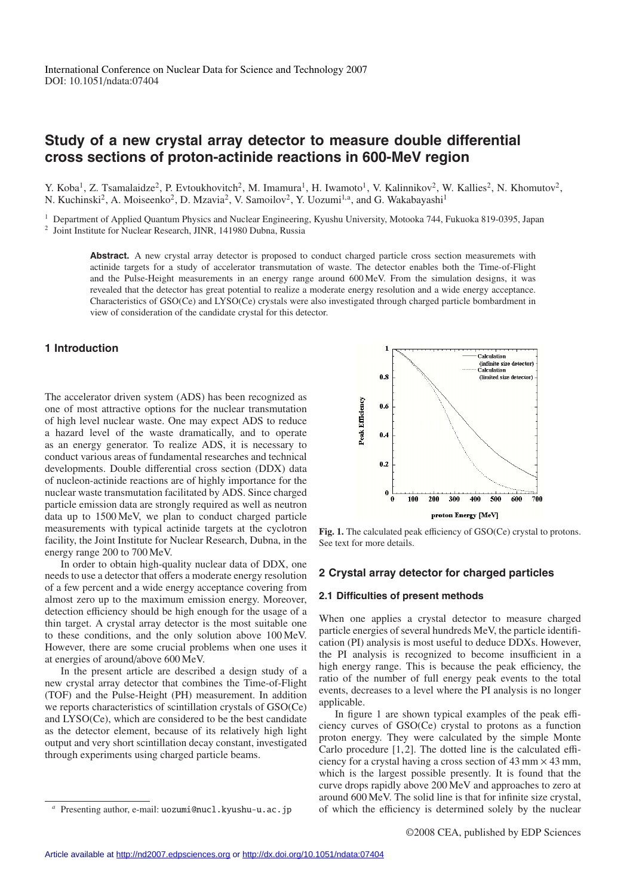International Conference on Nuclear Data for Science and Technology 2007
DOI: 10.1051/ndata:07404

# Study of a new crystal array detector to measure double differential cross sections of proton-actinide reactions in 600-MeV region

Y. Koba[1], Z. Tsamalaidze[2], P. Evtoukhovitch[2], M. Imamura[1], H. Iwamoto[1], V. Kalinnikov[2], W. Kallies[2], N. Khomutov[2], N. Kuchinski[2], A. Moiseenko[2], D. Mzavia[2], V. Samoilov[2], Y. Uozumi[1,a], and G. Wakabayashi[1]

[1] Department of Applied Quantum Physics and Nuclear Engineering, Kyushu University, Motooka 744, Fukuoka 819-0395, Japan
[2] Joint Institute for Nuclear Research, JINR, 141980 Dubna, Russia

**Abstract.** A new crystal array detector is proposed to conduct charged particle cross section measuremets with actinide targets for a study of accelerator transmutation of waste. The detector enables both the Time-of-Flight and the Pulse-Height measurements in an energy range around 600 MeV. From the simulation designs, it was revealed that the detector has great potential to realize a moderate energy resolution and a wide energy acceptance. Characteristics of GSO(Ce) and LYSO(Ce) crystals were also investigated through charged particle bombardment in view of consideration of the candidate crystal for this detector.

## 1 Introduction

The accelerator driven system (ADS) has been recognized as one of most attractive options for the nuclear transmutation of high level nuclear waste. One may expect ADS to reduce a hazard level of the waste dramatically, and to operate as an energy generator. To realize ADS, it is necessary to conduct various areas of fundamental researches and technical developments. Double differential cross section (DDX) data of nucleon-actinide reactions are of highly importance for the nuclear waste transmutation facilitated by ADS. Since charged particle emission data are strongly required as well as neutron data up to 1500 MeV, we plan to conduct charged particle measurements with typical actinide targets at the cyclotron facility, the Joint Institute for Nuclear Research, Dubna, in the energy range 200 to 700 MeV.

In order to obtain high-quality nuclear data of DDX, one needs to use a detector that offers a moderate energy resolution of a few percent and a wide energy acceptance covering from almost zero up to the maximum emission energy. Moreover, detection efficiency should be high enough for the usage of a thin target. A crystal array detector is the most suitable one to these conditions, and the only solution above 100 MeV. However, there are some crucial problems when one uses it at energies of around/above 600 MeV.

In the present article are described a design study of a new crystal array detector that combines the Time-of-Flight (TOF) and the Pulse-Height (PH) measurement. In addition we reports characteristics of scintillation crystals of GSO(Ce) and LYSO(Ce), which are considered to be the best candidate as the detector element, because of its relatively high light output and very short scintillation decay constant, investigated through experiments using charged particle beams.

[a] Presenting author, e-mail: uozumi@nucl.kyushu-u.ac.jp

**Fig. 1.** The calculated peak efficiency of GSO(Ce) crystal to protons. See text for more details.

## 2 Crystal array detector for charged particles

### 2.1 Difficulties of present methods

When one applies a crystal detector to measure charged particle energies of several hundreds MeV, the particle identification (PI) analysis is most useful to deduce DDXs. However, the PI analysis is recognized to become insufficient in a high energy range. This is because the peak efficiency, the ratio of the number of full energy peak events to the total events, decreases to a level where the PI analysis is no longer applicable.

In figure 1 are shown typical examples of the peak efficiency curves of GSO(Ce) crystal to protons as a function proton energy. They were calculated by the simple Monte Carlo procedure [1,2]. The dotted line is the calculated efficiency for a crystal having a cross section of 43 mm × 43 mm, which is the largest possible presently. It is found that the curve drops rapidly above 200 MeV and approaches to zero at around 600 MeV. The solid line is that for infinite size crystal, of which the efficiency is determined solely by the nuclear

©2008 CEA, published by EDP Sciences

Article available at http://nd2007.edpsciences.org or http://dx.doi.org/10.1051/ndata:07404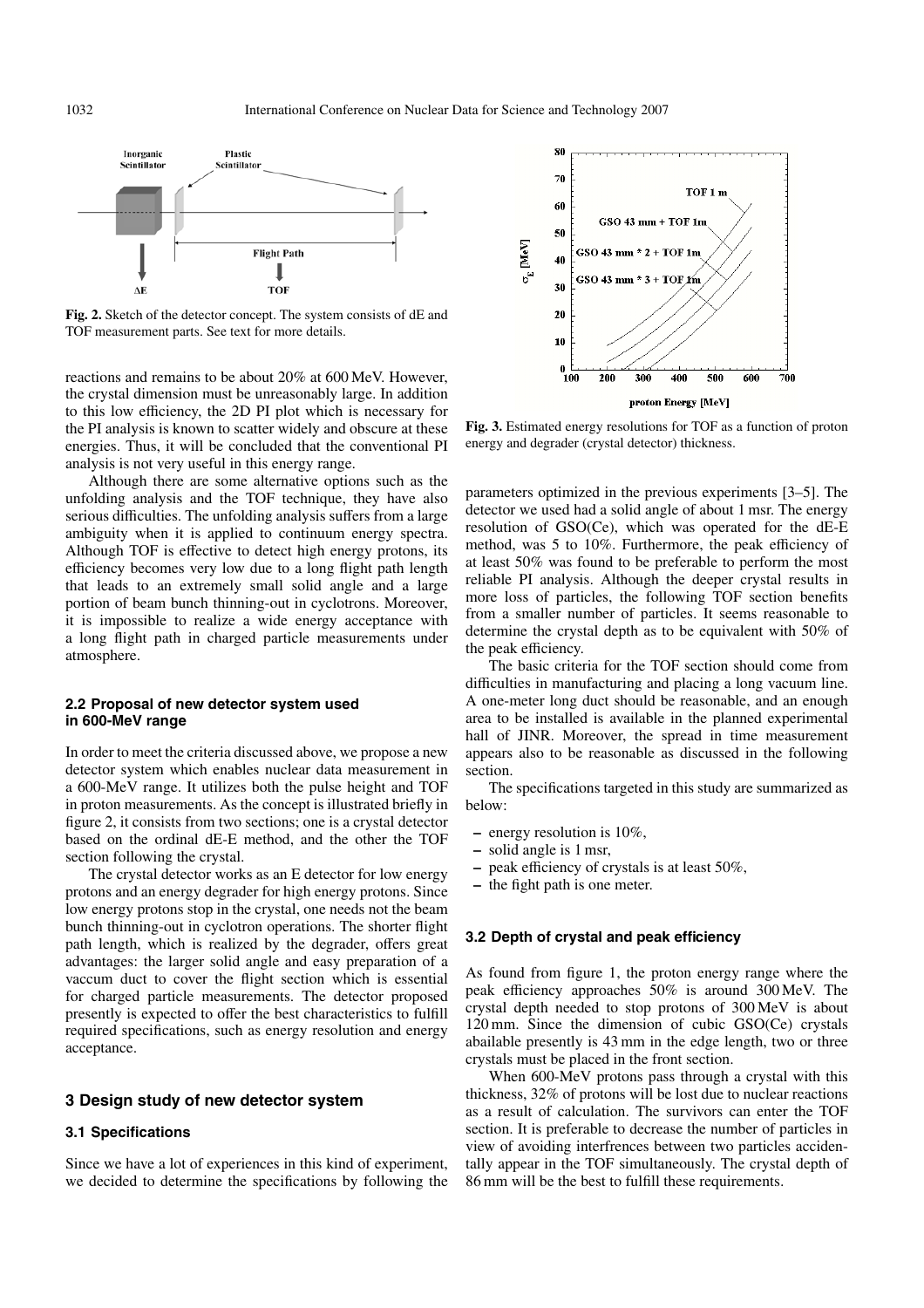Fig. 2. Sketch of the detector concept. The system consists of dE and TOF measurement parts. See text for more details.

reactions and remains to be about 20% at 600 MeV. However, the crystal dimension must be unreasonably large. In addition to this low efficiency, the 2D PI plot which is necessary for the PI analysis is known to scatter widely and obscure at these energies. Thus, it will be concluded that the conventional PI analysis is not very useful in this energy range.

Although there are some alternative options such as the unfolding analysis and the TOF technique, they have also serious difficulties. The unfolding analysis suffers from a large ambiguity when it is applied to continuum energy spectra. Although TOF is effective to detect high energy protons, its efficiency becomes very low due to a long flight path length that leads to an extremely small solid angle and a large portion of beam bunch thinning-out in cyclotrons. Moreover, it is impossible to realize a wide energy acceptance with a long flight path in charged particle measurements under atmosphere.

### 2.2 Proposal of new detector system used in 600-MeV range

In order to meet the criteria discussed above, we propose a new detector system which enables nuclear data measurement in a 600-MeV range. It utilizes both the pulse height and TOF in proton measurements. As the concept is illustrated briefly in figure 2, it consists from two sections; one is a crystal detector based on the ordinal dE-E method, and the other the TOF section following the crystal.

The crystal detector works as an E detector for low energy protons and an energy degrader for high energy protons. Since low energy protons stop in the crystal, one needs not the beam bunch thinning-out in cyclotron operations. The shorter flight path length, which is realized by the degrader, offers great advantages: the larger solid angle and easy preparation of a vaccum duct to cover the flight section which is essential for charged particle measurements. The detector proposed presently is expected to offer the best characteristics to fulfill required specifications, such as energy resolution and energy acceptance.

## 3 Design study of new detector system

### 3.1 Specifications

Since we have a lot of experiences in this kind of experiment, we decided to determine the specifications by following the parameters optimized in the previous experiments [3–5]. The detector we used had a solid angle of about 1 msr. The energy resolution of GSO(Ce), which was operated for the dE-E method, was 5 to 10%. Furthermore, the peak efficiency of at least 50% was found to be preferable to perform the most reliable PI analysis. Although the deeper crystal results in more loss of particles, the following TOF section benefits from a smaller number of particles. It seems reasonable to determine the crystal depth as to be equivalent with 50% of the peak efficiency.

Fig. 3. Estimated energy resolutions for TOF as a function of proton energy and degrader (crystal detector) thickness.

The basic criteria for the TOF section should come from difficulties in manufacturing and placing a long vacuum line. A one-meter long duct should be reasonable, and an enough area to be installed is available in the planned experimental hall of JINR. Moreover, the spread in time measurement appears also to be reasonable as discussed in the following section.

The specifications targeted in this study are summarized as below:

- energy resolution is 10%,
- solid angle is 1 msr,
- peak efficiency of crystals is at least 50%,
- the fight path is one meter.

### 3.2 Depth of crystal and peak efficiency

As found from figure 1, the proton energy range where the peak efficiency approaches 50% is around 300 MeV. The crystal depth needed to stop protons of 300 MeV is about 120 mm. Since the dimension of cubic GSO(Ce) crystals abailable presently is 43 mm in the edge length, two or three crystals must be placed in the front section.

When 600-MeV protons pass through a crystal with this thickness, 32% of protons will be lost due to nuclear reactions as a result of calculation. The survivors can enter the TOF section. It is preferable to decrease the number of particles in view of avoiding interfrences between two particles accidentally appear in the TOF simultaneously. The crystal depth of 86 mm will be the best to fulfill these requirements.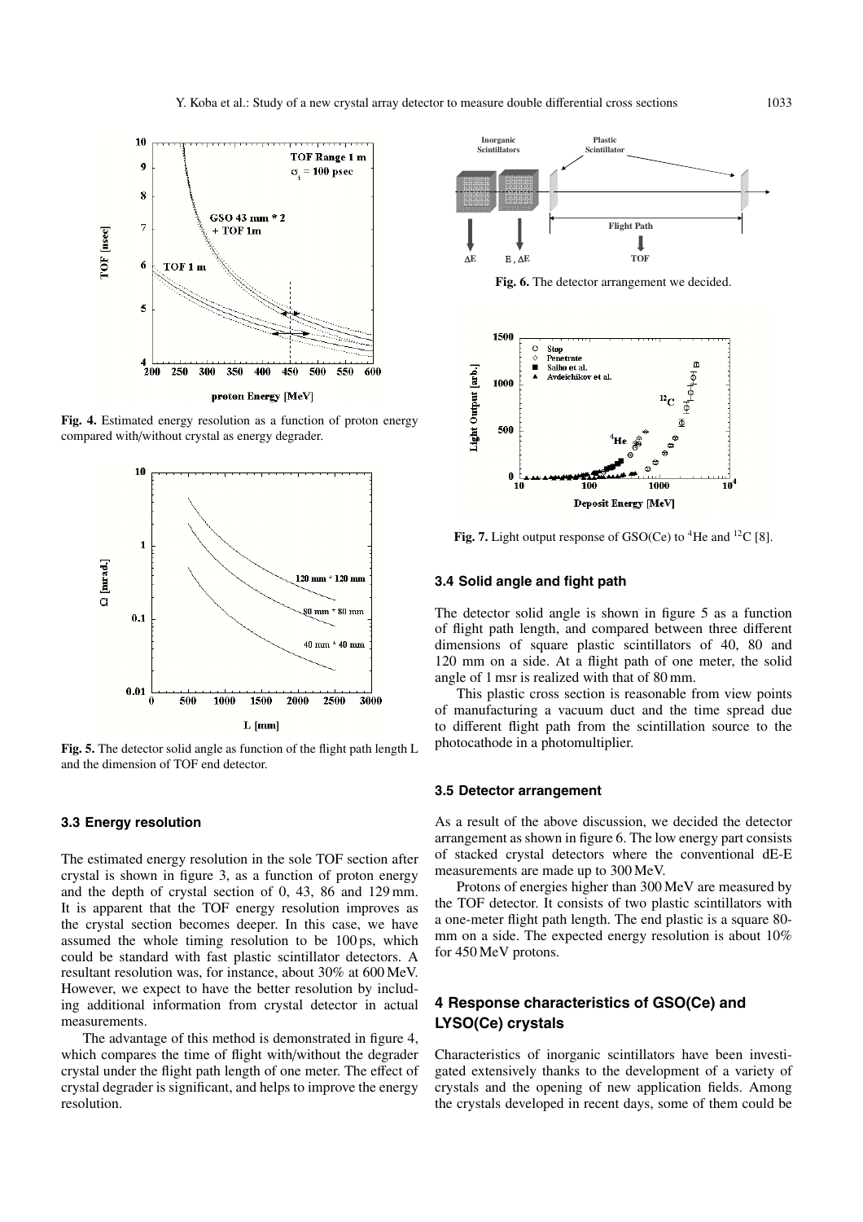**Fig. 4.** Estimated energy resolution as a function of proton energy compared with/without crystal as energy degrader.

**Fig. 5.** The detector solid angle as function of the flight path length L and the dimension of TOF end detector.

### 3.3 Energy resolution

The estimated energy resolution in the sole TOF section after crystal is shown in figure 3, as a function of proton energy and the depth of crystal section of 0, 43, 86 and 129 mm. It is apparent that the TOF energy resolution improves as the crystal section becomes deeper. In this case, we have assumed the whole timing resolution to be 100 ps, which could be standard with fast plastic scintillator detectors. A resultant resolution was, for instance, about 30% at 600 MeV. However, we expect to have the better resolution by including additional information from crystal detector in actual measurements.

The advantage of this method is demonstrated in figure 4, which compares the time of flight with/without the degrader crystal under the flight path length of one meter. The effect of crystal degrader is significant, and helps to improve the energy resolution.

**Fig. 6.** The detector arrangement we decided.

**Fig. 7.** Light output response of GSO(Ce) to $^{4}$He and $^{12}$C [8].

### 3.4 Solid angle and fight path

The detector solid angle is shown in figure 5 as a function of flight path length, and compared between three different dimensions of square plastic scintillators of 40, 80 and 120 mm on a side. At a flight path of one meter, the solid angle of 1 msr is realized with that of 80 mm.

This plastic cross section is reasonable from view points of manufacturing a vacuum duct and the time spread due to different flight path from the scintillation source to the photocathode in a photomultiplier.

### 3.5 Detector arrangement

As a result of the above discussion, we decided the detector arrangement as shown in figure 6. The low energy part consists of stacked crystal detectors where the conventional dE-E measurements are made up to 300 MeV.

Protons of energies higher than 300 MeV are measured by the TOF detector. It consists of two plastic scintillators with a one-meter flight path length. The end plastic is a square 80-mm on a side. The expected energy resolution is about 10% for 450 MeV protons.

## 4 Response characteristics of GSO(Ce) and LYSO(Ce) crystals

Characteristics of inorganic scintillators have been investigated extensively thanks to the development of a variety of crystals and the opening of new application fields. Among the crystals developed in recent days, some of them could be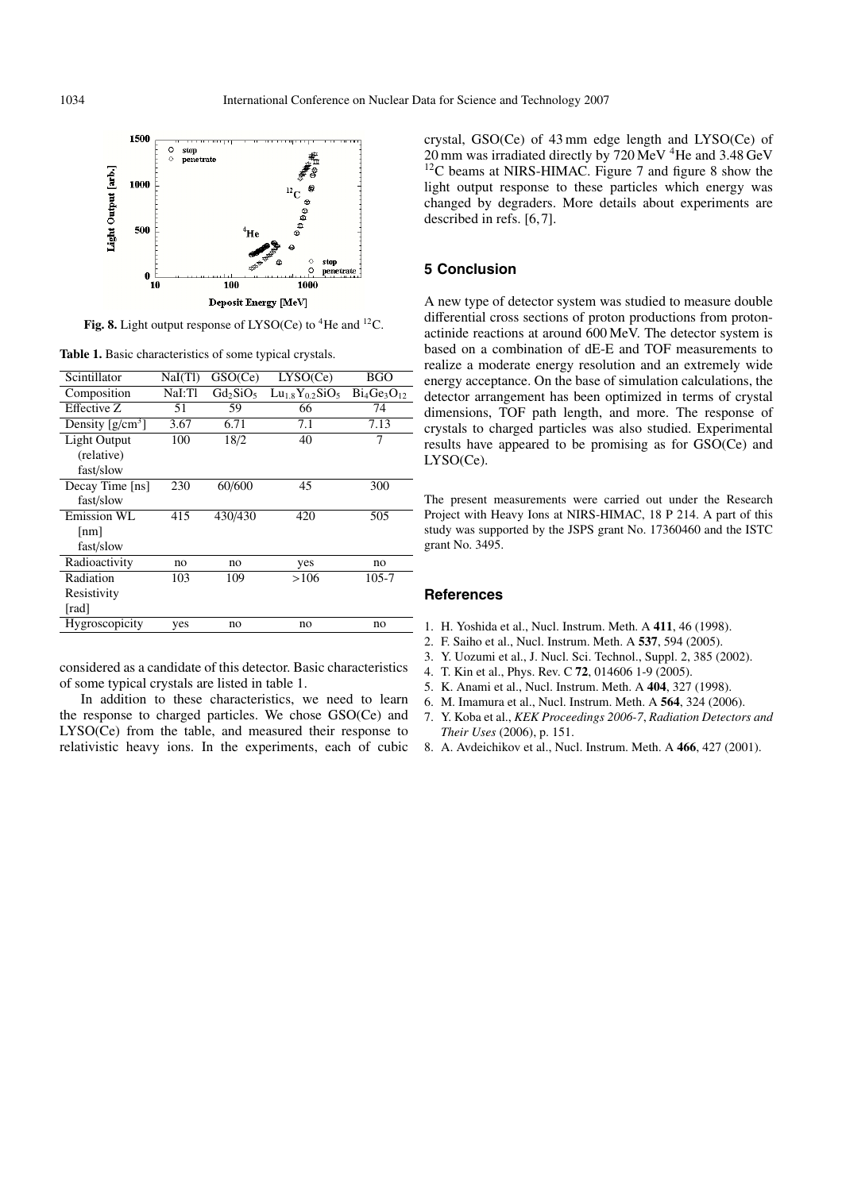1500

stop

penetrate

1000

$^{12}$C

500

$^{4}$He

stop

penetrate

0

10

100

1000

Light Output [arb.]

Deposit Energy [MeV]

**Fig. 8.** Light output response of LYSO(Ce) to $^{4}$He and $^{12}$C.

**Table 1.** Basic characteristics of some typical crystals.

| Scintillator | NaI(Tl) | GSO(Ce) | LYSO(Ce) | BGO |
|---|---|---|---|---|
| Composition | NaI:Tl | $Gd_2SiO_5$ | $Lu_{1.8}Y_{0.2}SiO_5$ | $Bi_4Ge_3O_{12}$ |
| Effective Z | 51 | 59 | 66 | 74 |
| Density [g/cm$^3$] | 3.67 | 6.71 | 7.1 | 7.13 |
| Light Output (relative) fast/slow | 100 | 18/2 | 40 | 7 |
| Decay Time [ns] fast/slow | 230 | 60/600 | 45 | 300 |
| Emission WL [nm] fast/slow | 415 | 430/430 | 420 | 505 |
| Radioactivity | no | no | yes | no |
| Radiation Resistivity [rad] | 103 | 109 | >106 | 105-7 |
| Hygroscopicity | yes | no | no | no |

considered as a candidate of this detector. Basic characteristics of some typical crystals are listed in table 1.

In addition to these characteristics, we need to learn the response to charged particles. We chose GSO(Ce) and LYSO(Ce) from the table, and measured their response to relativistic heavy ions. In the experiments, each of cubic crystal, GSO(Ce) of 43 mm edge length and LYSO(Ce) of 20 mm was irradiated directly by 720 MeV $^{4}$He and 3.48 GeV $^{12}$C beams at NIRS-HIMAC. Figure 7 and figure 8 show the light output response to these particles which energy was changed by degraders. More details about experiments are described in refs. [6, 7].

## 5 Conclusion

A new type of detector system was studied to measure double differential cross sections of proton productions from proton-actinide reactions at around 600 MeV. The detector system is based on a combination of dE-E and TOF measurements to realize a moderate energy resolution and an extremely wide energy acceptance. On the base of simulation calculations, the detector arrangement has been optimized in terms of crystal dimensions, TOF path length, and more. The response of crystals to charged particles was also studied. Experimental results have appeared to be promising as for GSO(Ce) and LYSO(Ce).

The present measurements were carried out under the Research Project with Heavy Ions at NIRS-HIMAC, 18 P 214. A part of this study was supported by the JSPS grant No. 17360460 and the ISTC grant No. 3495.

## References

1. H. Yoshida et al., Nucl. Instrum. Meth. A **411**, 46 (1998).
2. F. Saiho et al., Nucl. Instrum. Meth. A **537**, 594 (2005).
3. Y. Uozumi et al., J. Nucl. Sci. Technol., Suppl. 2, 385 (2002).
4. T. Kin et al., Phys. Rev. C **72**, 014606 1-9 (2005).
5. K. Anami et al., Nucl. Instrum. Meth. A **404**, 327 (1998).
6. M. Imamura et al., Nucl. Instrum. Meth. A **564**, 324 (2006).
7. Y. Koba et al., *KEK Proceedings 2006-7*, *Radiation Detectors and Their Uses* (2006), p. 151.
8. A. Avdeichikov et al., Nucl. Instrum. Meth. A **466**, 427 (2001).